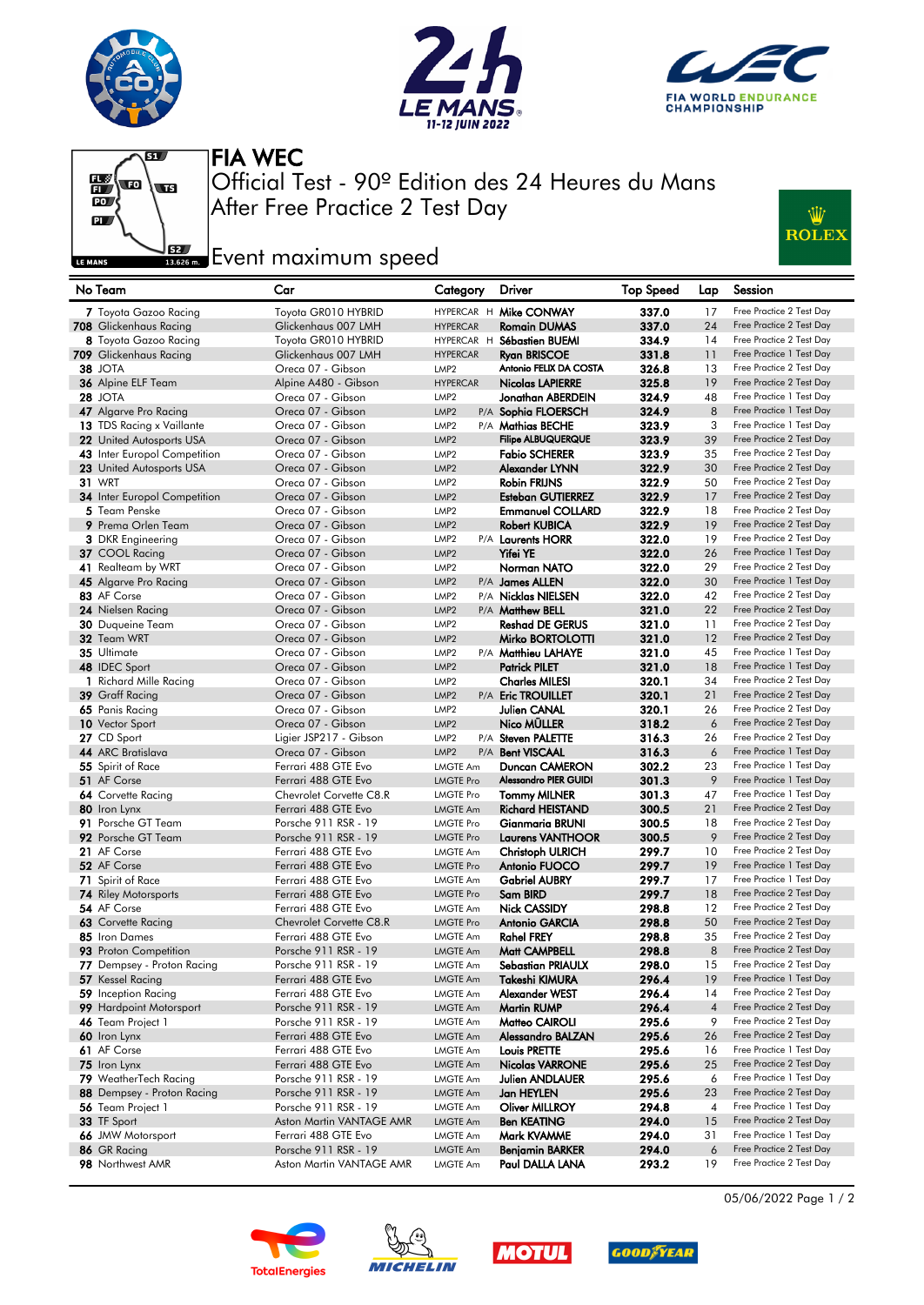# FIA WEC

## Official Test - 90º Edition des 24 Heures du Mans

## After Free Practice 2 Test Day

## Event maximum speed

| No | Team | Car | Category | | Driver | Top Speed | Lap | Session |
|---|---|---|---|---|---|---|---|---|
| 7 | Toyota Gazoo Racing | Toyota GR010 HYBRID | HYPERCAR | H | Mike CONWAY | 337.0 | 17 | Free Practice 2 Test Day |
| 708 | Glickenhaus Racing | Glickenhaus 007 LMH | HYPERCAR | | Romain DUMAS | 337.0 | 24 | Free Practice 2 Test Day |
| 8 | Toyota Gazoo Racing | Toyota GR010 HYBRID | HYPERCAR | H | Sébastien BUEMI | 334.9 | 14 | Free Practice 2 Test Day |
| 709 | Glickenhaus Racing | Glickenhaus 007 LMH | HYPERCAR | | Ryan BRISCOE | 331.8 | 11 | Free Practice 1 Test Day |
| 38 | JOTA | Oreca 07 - Gibson | LMP2 | | Antonio FELIX DA COSTA | 326.8 | 13 | Free Practice 2 Test Day |
| 36 | Alpine ELF Team | Alpine A480 - Gibson | HYPERCAR | | Nicolas LAPIERRE | 325.8 | 19 | Free Practice 2 Test Day |
| 28 | JOTA | Oreca 07 - Gibson | LMP2 | | Jonathan ABERDEIN | 324.9 | 48 | Free Practice 1 Test Day |
| 47 | Algarve Pro Racing | Oreca 07 - Gibson | LMP2 | P/A | Sophia FLOERSCH | 324.9 | 8 | Free Practice 2 Test Day |
| 13 | TDS Racing x Vaillante | Oreca 07 - Gibson | LMP2 | P/A | Mathias BECHE | 323.9 | 3 | Free Practice 1 Test Day |
| 22 | United Autosports USA | Oreca 07 - Gibson | LMP2 | | Filipe ALBUQUERQUE | 323.9 | 39 | Free Practice 2 Test Day |
| 43 | Inter Europol Competition | Oreca 07 - Gibson | LMP2 | | Fabio SCHERER | 323.9 | 35 | Free Practice 2 Test Day |
| 23 | United Autosports USA | Oreca 07 - Gibson | LMP2 | | Alexander LYNN | 322.9 | 30 | Free Practice 2 Test Day |
| 31 | WRT | Oreca 07 - Gibson | LMP2 | | Robin FRIJNS | 322.9 | 50 | Free Practice 2 Test Day |
| 34 | Inter Europol Competition | Oreca 07 - Gibson | LMP2 | | Esteban GUTIERREZ | 322.9 | 17 | Free Practice 2 Test Day |
| 5 | Team Penske | Oreca 07 - Gibson | LMP2 | | Emmanuel COLLARD | 322.9 | 18 | Free Practice 2 Test Day |
| 9 | Prema Orlen Team | Oreca 07 - Gibson | LMP2 | | Robert KUBICA | 322.9 | 19 | Free Practice 2 Test Day |
| 3 | DKR Engineering | Oreca 07 - Gibson | LMP2 | P/A | Laurents HORR | 322.0 | 19 | Free Practice 2 Test Day |
| 37 | COOL Racing | Oreca 07 - Gibson | LMP2 | | Yifei YE | 322.0 | 26 | Free Practice 1 Test Day |
| 41 | Realteam by WRT | Oreca 07 - Gibson | LMP2 | | Norman NATO | 322.0 | 29 | Free Practice 2 Test Day |
| 45 | Algarve Pro Racing | Oreca 07 - Gibson | LMP2 | P/A | James ALLEN | 322.0 | 30 | Free Practice 1 Test Day |
| 83 | AF Corse | Oreca 07 - Gibson | LMP2 | P/A | Nicklas NIELSEN | 322.0 | 42 | Free Practice 2 Test Day |
| 24 | Nielsen Racing | Oreca 07 - Gibson | LMP2 | P/A | Matthew BELL | 321.0 | 22 | Free Practice 2 Test Day |
| 30 | Duqueine Team | Oreca 07 - Gibson | LMP2 | | Reshad DE GERUS | 321.0 | 11 | Free Practice 2 Test Day |
| 32 | Team WRT | Oreca 07 - Gibson | LMP2 | | Mirko BORTOLOTTI | 321.0 | 12 | Free Practice 2 Test Day |
| 35 | Ultimate | Oreca 07 - Gibson | LMP2 | P/A | Matthieu LAHAYE | 321.0 | 45 | Free Practice 1 Test Day |
| 48 | IDEC Sport | Oreca 07 - Gibson | LMP2 | | Patrick PILET | 321.0 | 18 | Free Practice 2 Test Day |
| 1 | Richard Mille Racing | Oreca 07 - Gibson | LMP2 | | Charles MILESI | 320.1 | 34 | Free Practice 2 Test Day |
| 39 | Graff Racing | Oreca 07 - Gibson | LMP2 | P/A | Eric TROUILLET | 320.1 | 21 | Free Practice 2 Test Day |
| 65 | Panis Racing | Oreca 07 - Gibson | LMP2 | | Julien CANAL | 320.1 | 26 | Free Practice 2 Test Day |
| 10 | Vector Sport | Oreca 07 - Gibson | LMP2 | | Nico MÜLLER | 318.2 | 6 | Free Practice 2 Test Day |
| 27 | CD Sport | Ligier JSP217 - Gibson | LMP2 | P/A | Steven PALETTE | 316.3 | 26 | Free Practice 2 Test Day |
| 44 | ARC Bratislava | Oreca 07 - Gibson | LMP2 | P/A | Bent VISCAAL | 316.3 | 6 | Free Practice 1 Test Day |
| 55 | Spirit of Race | Ferrari 488 GTE Evo | LMGTE Am | | Duncan CAMERON | 302.2 | 23 | Free Practice 1 Test Day |
| 51 | AF Corse | Ferrari 488 GTE Evo | LMGTE Pro | | Alessandro PIER GUIDI | 301.3 | 9 | Free Practice 2 Test Day |
| 64 | Corvette Racing | Chevrolet Corvette C8.R | LMGTE Pro | | Tommy MILNER | 301.3 | 47 | Free Practice 1 Test Day |
| 80 | Iron Lynx | Ferrari 488 GTE Evo | LMGTE Am | | Richard HEISTAND | 300.5 | 21 | Free Practice 2 Test Day |
| 91 | Porsche GT Team | Porsche 911 RSR - 19 | LMGTE Pro | | Gianmaria BRUNI | 300.5 | 18 | Free Practice 2 Test Day |
| 92 | Porsche GT Team | Porsche 911 RSR - 19 | LMGTE Pro | | Laurens VANTHOOR | 300.5 | 9 | Free Practice 2 Test Day |
| 21 | AF Corse | Ferrari 488 GTE Evo | LMGTE Am | | Christoph ULRICH | 299.7 | 10 | Free Practice 2 Test Day |
| 52 | AF Corse | Ferrari 488 GTE Evo | LMGTE Pro | | Antonio FUOCO | 299.7 | 19 | Free Practice 1 Test Day |
| 71 | Spirit of Race | Ferrari 488 GTE Evo | LMGTE Am | | Gabriel AUBRY | 299.7 | 17 | Free Practice 1 Test Day |
| 74 | Riley Motorsports | Ferrari 488 GTE Evo | LMGTE Pro | | Sam BIRD | 299.7 | 18 | Free Practice 2 Test Day |
| 54 | AF Corse | Ferrari 488 GTE Evo | LMGTE Am | | Nick CASSIDY | 298.8 | 12 | Free Practice 2 Test Day |
| 63 | Corvette Racing | Chevrolet Corvette C8.R | LMGTE Pro | | Antonio GARCIA | 298.8 | 50 | Free Practice 2 Test Day |
| 85 | Iron Dames | Ferrari 488 GTE Evo | LMGTE Am | | Rahel FREY | 298.8 | 35 | Free Practice 2 Test Day |
| 93 | Proton Competition | Porsche 911 RSR - 19 | LMGTE Am | | Matt CAMPBELL | 298.8 | 8 | Free Practice 2 Test Day |
| 77 | Dempsey - Proton Racing | Porsche 911 RSR - 19 | LMGTE Am | | Sebastian PRIAULX | 298.0 | 15 | Free Practice 2 Test Day |
| 57 | Kessel Racing | Ferrari 488 GTE Evo | LMGTE Am | | Takeshi KIMURA | 296.4 | 19 | Free Practice 2 Test Day |
| 59 | Inception Racing | Ferrari 488 GTE Evo | LMGTE Am | | Alexander WEST | 296.4 | 14 | Free Practice 2 Test Day |
| 99 | Hardpoint Motorsport | Porsche 911 RSR - 19 | LMGTE Am | | Martin RUMP | 296.4 | 4 | Free Practice 2 Test Day |
| 46 | Team Project 1 | Porsche 911 RSR - 19 | LMGTE Am | | Matteo CAIROLI | 295.6 | 9 | Free Practice 2 Test Day |
| 60 | Iron Lynx | Ferrari 488 GTE Evo | LMGTE Am | | Alessandro BALZAN | 295.6 | 26 | Free Practice 2 Test Day |
| 61 | AF Corse | Ferrari 488 GTE Evo | LMGTE Am | | Louis PRETTE | 295.6 | 16 | Free Practice 1 Test Day |
| 75 | Iron Lynx | Ferrari 488 GTE Evo | LMGTE Am | | Nicolas VARRONE | 295.6 | 25 | Free Practice 2 Test Day |
| 79 | WeatherTech Racing | Porsche 911 RSR - 19 | LMGTE Am | | Julien ANDLAUER | 295.6 | 6 | Free Practice 1 Test Day |
| 88 | Dempsey - Proton Racing | Porsche 911 RSR - 19 | LMGTE Am | | Jan HEYLEN | 295.6 | 23 | Free Practice 2 Test Day |
| 56 | Team Project 1 | Porsche 911 RSR - 19 | LMGTE Am | | Oliver MILLROY | 294.8 | 4 | Free Practice 1 Test Day |
| 33 | TF Sport | Aston Martin VANTAGE AMR | LMGTE Am | | Ben KEATING | 294.0 | 15 | Free Practice 2 Test Day |
| 66 | JMW Motorsport | Ferrari 488 GTE Evo | LMGTE Am | | Mark KVAMME | 294.0 | 31 | Free Practice 1 Test Day |
| 86 | GR Racing | Porsche 911 RSR - 19 | LMGTE Am | | Benjamin BARKER | 294.0 | 6 | Free Practice 2 Test Day |
| 98 | Northwest AMR | Aston Martin VANTAGE AMR | LMGTE Am | | Paul DALLA LANA | 293.2 | 19 | Free Practice 2 Test Day |

05/06/2022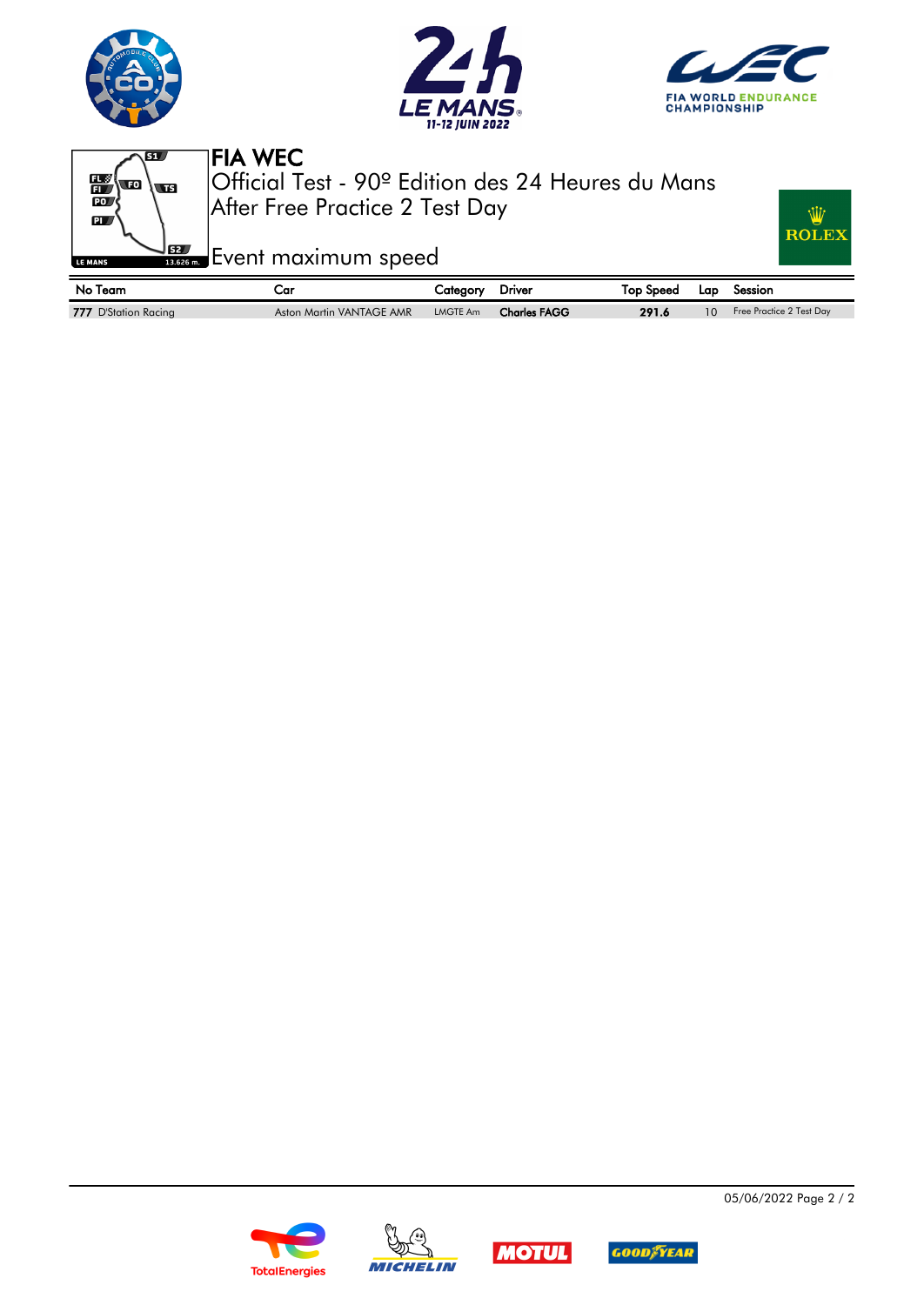# FIA WEC

## Official Test - 90º Edition des 24 Heures du Mans

## After Free Practice 2 Test Day

## Event maximum speed

| No | Team | Car | Category | Driver | Top Speed | Lap | Session |
|---|---|---|---|---|---|---|---|
| **777** | D'Station Racing | Aston Martin VANTAGE AMR | LMGTE Am | **Charles FAGG** | **291.6** | 10 | Free Practice 2 Test Day |

05/06/2022